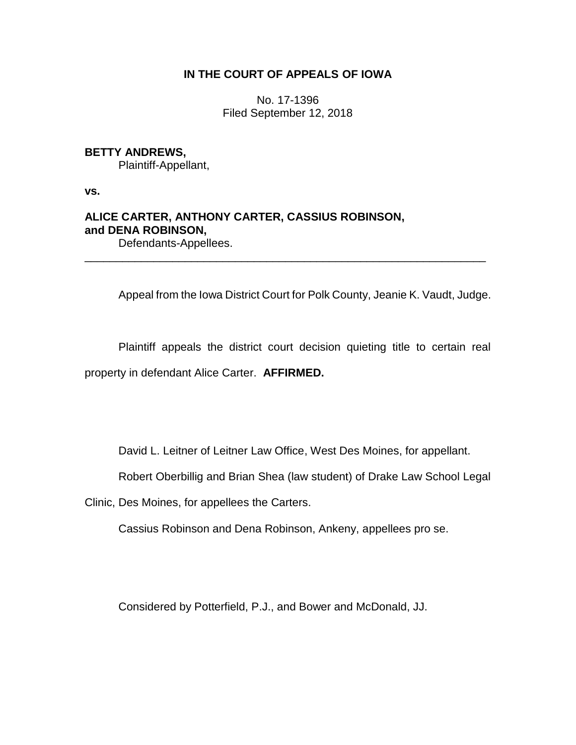**IN THE COURT OF APPEALS OF IOWA**

No. 17-1396
Filed September 12, 2018

**BETTY ANDREWS,**
Plaintiff-Appellant,

**vs.**

**ALICE CARTER, ANTHONY CARTER, CASSIUS ROBINSON, and DENA ROBINSON,**
Defendants-Appellees.

---

Appeal from the Iowa District Court for Polk County, Jeanie K. Vaudt, Judge.

Plaintiff appeals the district court decision quieting title to certain real property in defendant Alice Carter. **AFFIRMED.**

David L. Leitner of Leitner Law Office, West Des Moines, for appellant.

Robert Oberbillig and Brian Shea (law student) of Drake Law School Legal Clinic, Des Moines, for appellees the Carters.

Cassius Robinson and Dena Robinson, Ankeny, appellees pro se.

Considered by Potterfield, P.J., and Bower and McDonald, JJ.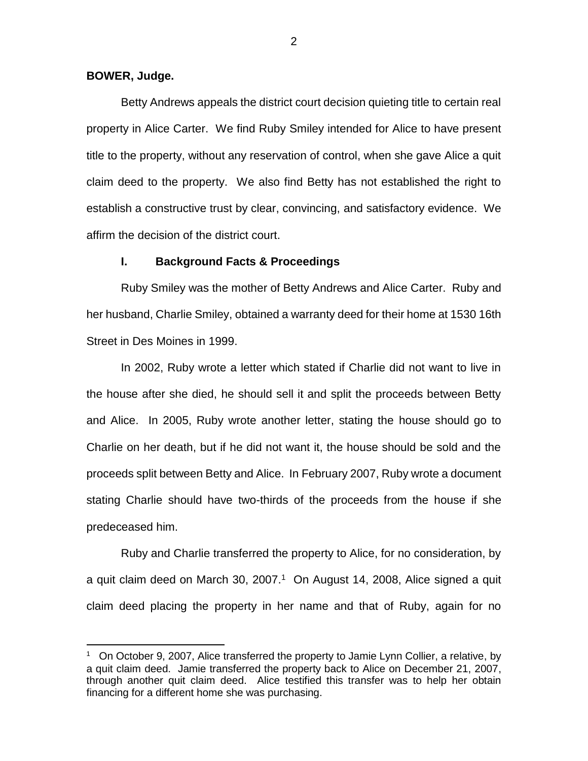**BOWER, Judge.**

Betty Andrews appeals the district court decision quieting title to certain real property in Alice Carter. We find Ruby Smiley intended for Alice to have present title to the property, without any reservation of control, when she gave Alice a quit claim deed to the property. We also find Betty has not established the right to establish a constructive trust by clear, convincing, and satisfactory evidence. We affirm the decision of the district court.

## I. Background Facts & Proceedings

Ruby Smiley was the mother of Betty Andrews and Alice Carter. Ruby and her husband, Charlie Smiley, obtained a warranty deed for their home at 1530 16th Street in Des Moines in 1999.

In 2002, Ruby wrote a letter which stated if Charlie did not want to live in the house after she died, he should sell it and split the proceeds between Betty and Alice. In 2005, Ruby wrote another letter, stating the house should go to Charlie on her death, but if he did not want it, the house should be sold and the proceeds split between Betty and Alice. In February 2007, Ruby wrote a document stating Charlie should have two-thirds of the proceeds from the house if she predeceased him.

Ruby and Charlie transferred the property to Alice, for no consideration, by a quit claim deed on March 30, 2007.[1] On August 14, 2008, Alice signed a quit claim deed placing the property in her name and that of Ruby, again for no

---

[1] On October 9, 2007, Alice transferred the property to Jamie Lynn Collier, a relative, by a quit claim deed. Jamie transferred the property back to Alice on December 21, 2007, through another quit claim deed. Alice testified this transfer was to help her obtain financing for a different home she was purchasing.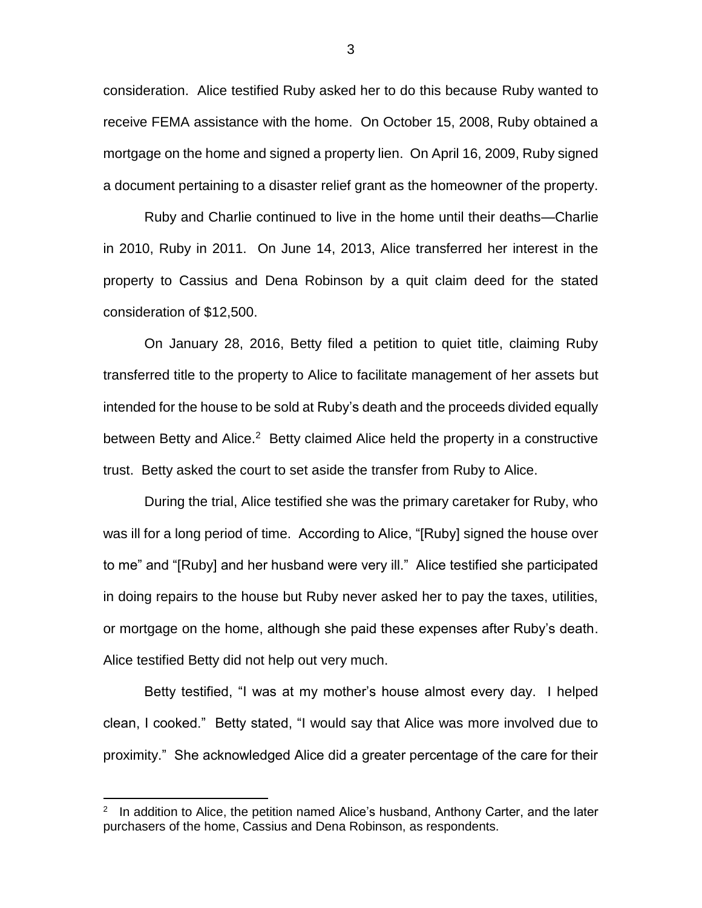consideration. Alice testified Ruby asked her to do this because Ruby wanted to receive FEMA assistance with the home. On October 15, 2008, Ruby obtained a mortgage on the home and signed a property lien. On April 16, 2009, Ruby signed a document pertaining to a disaster relief grant as the homeowner of the property.

Ruby and Charlie continued to live in the home until their deaths—Charlie in 2010, Ruby in 2011. On June 14, 2013, Alice transferred her interest in the property to Cassius and Dena Robinson by a quit claim deed for the stated consideration of $12,500.

On January 28, 2016, Betty filed a petition to quiet title, claiming Ruby transferred title to the property to Alice to facilitate management of her assets but intended for the house to be sold at Ruby's death and the proceeds divided equally between Betty and Alice.[2] Betty claimed Alice held the property in a constructive trust. Betty asked the court to set aside the transfer from Ruby to Alice.

During the trial, Alice testified she was the primary caretaker for Ruby, who was ill for a long period of time. According to Alice, "[Ruby] signed the house over to me" and "[Ruby] and her husband were very ill." Alice testified she participated in doing repairs to the house but Ruby never asked her to pay the taxes, utilities, or mortgage on the home, although she paid these expenses after Ruby's death. Alice testified Betty did not help out very much.

Betty testified, "I was at my mother's house almost every day. I helped clean, I cooked." Betty stated, "I would say that Alice was more involved due to proximity." She acknowledged Alice did a greater percentage of the care for their

[2] In addition to Alice, the petition named Alice's husband, Anthony Carter, and the later purchasers of the home, Cassius and Dena Robinson, as respondents.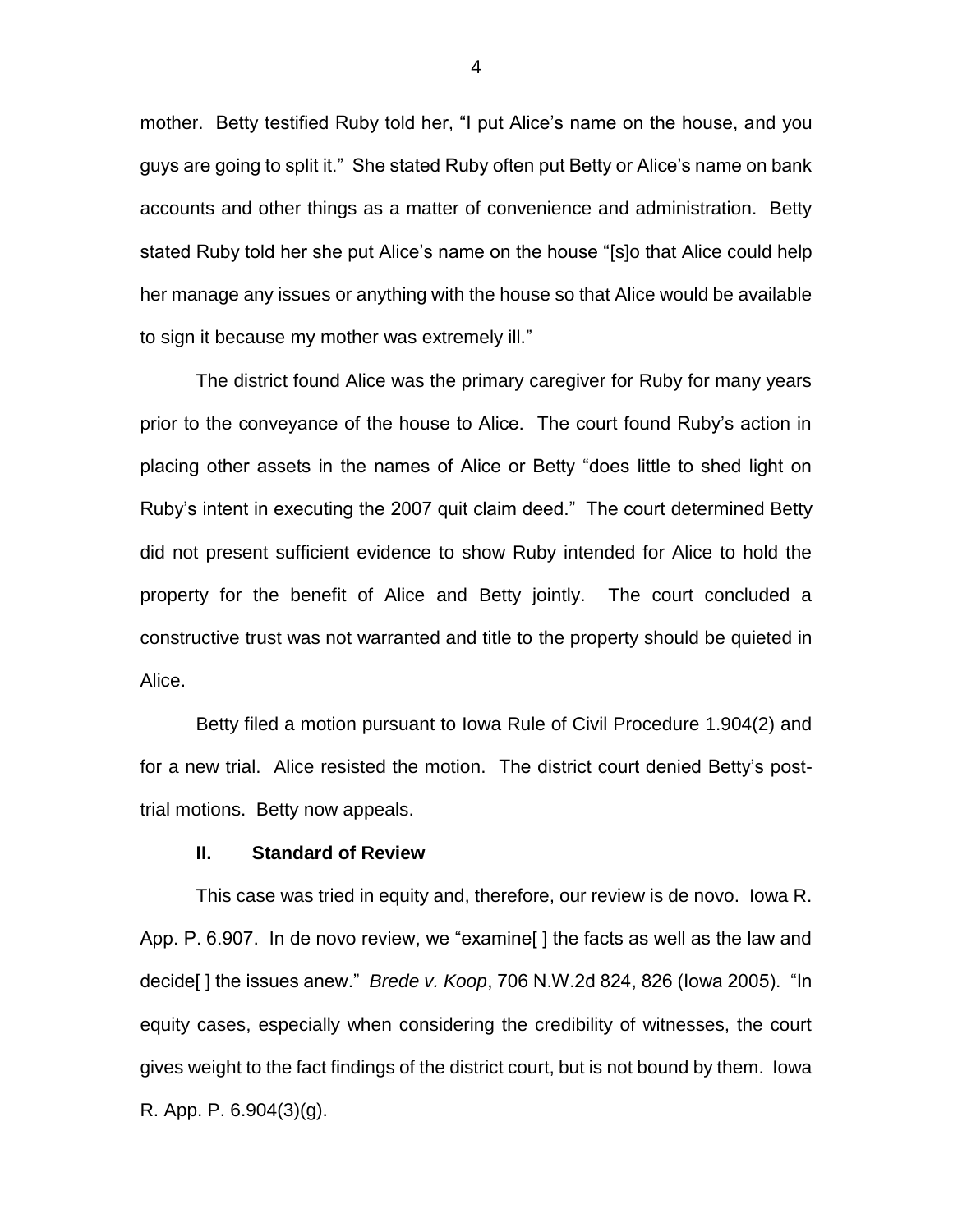mother. Betty testified Ruby told her, "I put Alice's name on the house, and you guys are going to split it." She stated Ruby often put Betty or Alice's name on bank accounts and other things as a matter of convenience and administration. Betty stated Ruby told her she put Alice's name on the house "[s]o that Alice could help her manage any issues or anything with the house so that Alice would be available to sign it because my mother was extremely ill."

The district found Alice was the primary caregiver for Ruby for many years prior to the conveyance of the house to Alice. The court found Ruby's action in placing other assets in the names of Alice or Betty "does little to shed light on Ruby's intent in executing the 2007 quit claim deed." The court determined Betty did not present sufficient evidence to show Ruby intended for Alice to hold the property for the benefit of Alice and Betty jointly. The court concluded a constructive trust was not warranted and title to the property should be quieted in Alice.

Betty filed a motion pursuant to Iowa Rule of Civil Procedure 1.904(2) and for a new trial. Alice resisted the motion. The district court denied Betty's post-trial motions. Betty now appeals.

## II. Standard of Review

This case was tried in equity and, therefore, our review is de novo. Iowa R. App. P. 6.907. In de novo review, we "examine[ ] the facts as well as the law and decide[ ] the issues anew." *Brede v. Koop*, 706 N.W.2d 824, 826 (Iowa 2005). "In equity cases, especially when considering the credibility of witnesses, the court gives weight to the fact findings of the district court, but is not bound by them. Iowa R. App. P. 6.904(3)(g).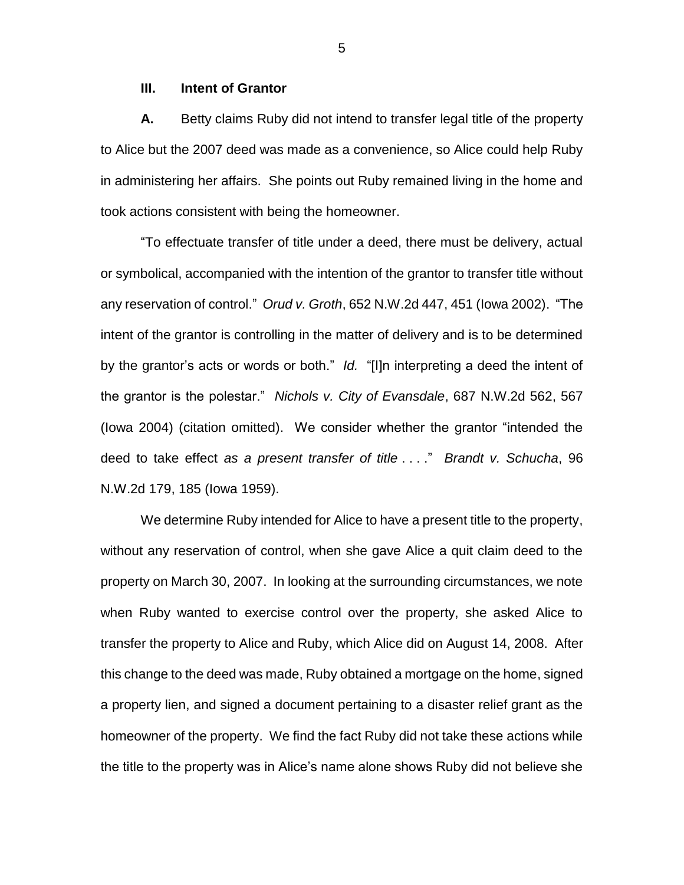### III. Intent of Grantor

**A.** Betty claims Ruby did not intend to transfer legal title of the property to Alice but the 2007 deed was made as a convenience, so Alice could help Ruby in administering her affairs. She points out Ruby remained living in the home and took actions consistent with being the homeowner.

"To effectuate transfer of title under a deed, there must be delivery, actual or symbolical, accompanied with the intention of the grantor to transfer title without any reservation of control." *Orud v. Groth*, 652 N.W.2d 447, 451 (Iowa 2002). "The intent of the grantor is controlling in the matter of delivery and is to be determined by the grantor's acts or words or both." *Id.* "[I]n interpreting a deed the intent of the grantor is the polestar." *Nichols v. City of Evansdale*, 687 N.W.2d 562, 567 (Iowa 2004) (citation omitted). We consider whether the grantor "intended the deed to take effect *as a present transfer of title* . . . ." *Brandt v. Schucha*, 96 N.W.2d 179, 185 (Iowa 1959).

We determine Ruby intended for Alice to have a present title to the property, without any reservation of control, when she gave Alice a quit claim deed to the property on March 30, 2007. In looking at the surrounding circumstances, we note when Ruby wanted to exercise control over the property, she asked Alice to transfer the property to Alice and Ruby, which Alice did on August 14, 2008. After this change to the deed was made, Ruby obtained a mortgage on the home, signed a property lien, and signed a document pertaining to a disaster relief grant as the homeowner of the property. We find the fact Ruby did not take these actions while the title to the property was in Alice's name alone shows Ruby did not believe she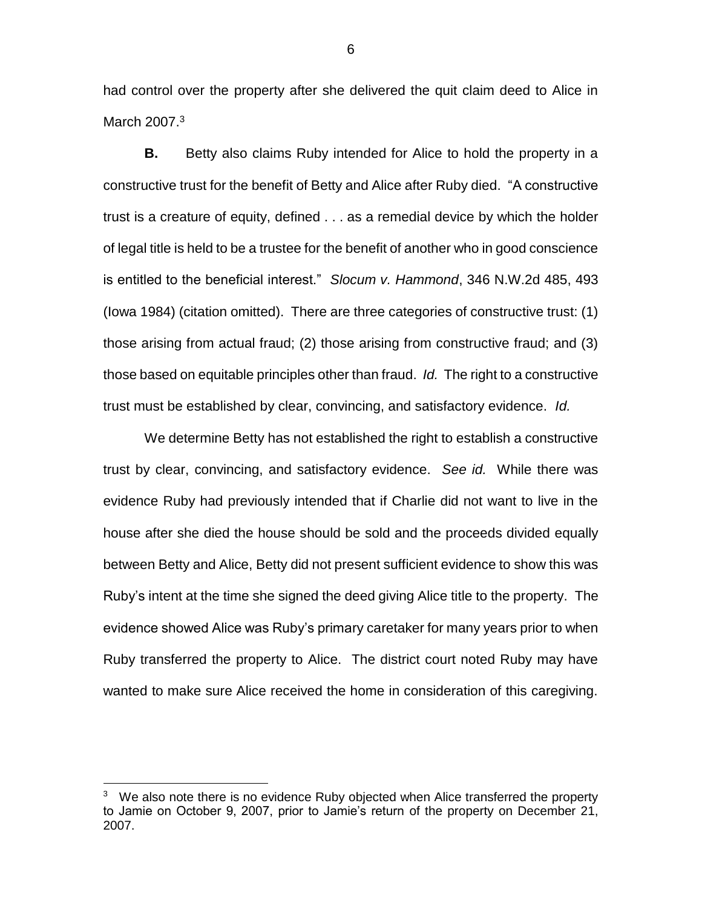had control over the property after she delivered the quit claim deed to Alice in March 2007.[3]

**B.** Betty also claims Ruby intended for Alice to hold the property in a constructive trust for the benefit of Betty and Alice after Ruby died. "A constructive trust is a creature of equity, defined . . . as a remedial device by which the holder of legal title is held to be a trustee for the benefit of another who in good conscience is entitled to the beneficial interest." *Slocum v. Hammond*, 346 N.W.2d 485, 493 (Iowa 1984) (citation omitted). There are three categories of constructive trust: (1) those arising from actual fraud; (2) those arising from constructive fraud; and (3) those based on equitable principles other than fraud. *Id.* The right to a constructive trust must be established by clear, convincing, and satisfactory evidence. *Id.*

We determine Betty has not established the right to establish a constructive trust by clear, convincing, and satisfactory evidence. *See id.* While there was evidence Ruby had previously intended that if Charlie did not want to live in the house after she died the house should be sold and the proceeds divided equally between Betty and Alice, Betty did not present sufficient evidence to show this was Ruby's intent at the time she signed the deed giving Alice title to the property. The evidence showed Alice was Ruby's primary caretaker for many years prior to when Ruby transferred the property to Alice. The district court noted Ruby may have wanted to make sure Alice received the home in consideration of this caregiving.

[3] We also note there is no evidence Ruby objected when Alice transferred the property to Jamie on October 9, 2007, prior to Jamie's return of the property on December 21, 2007.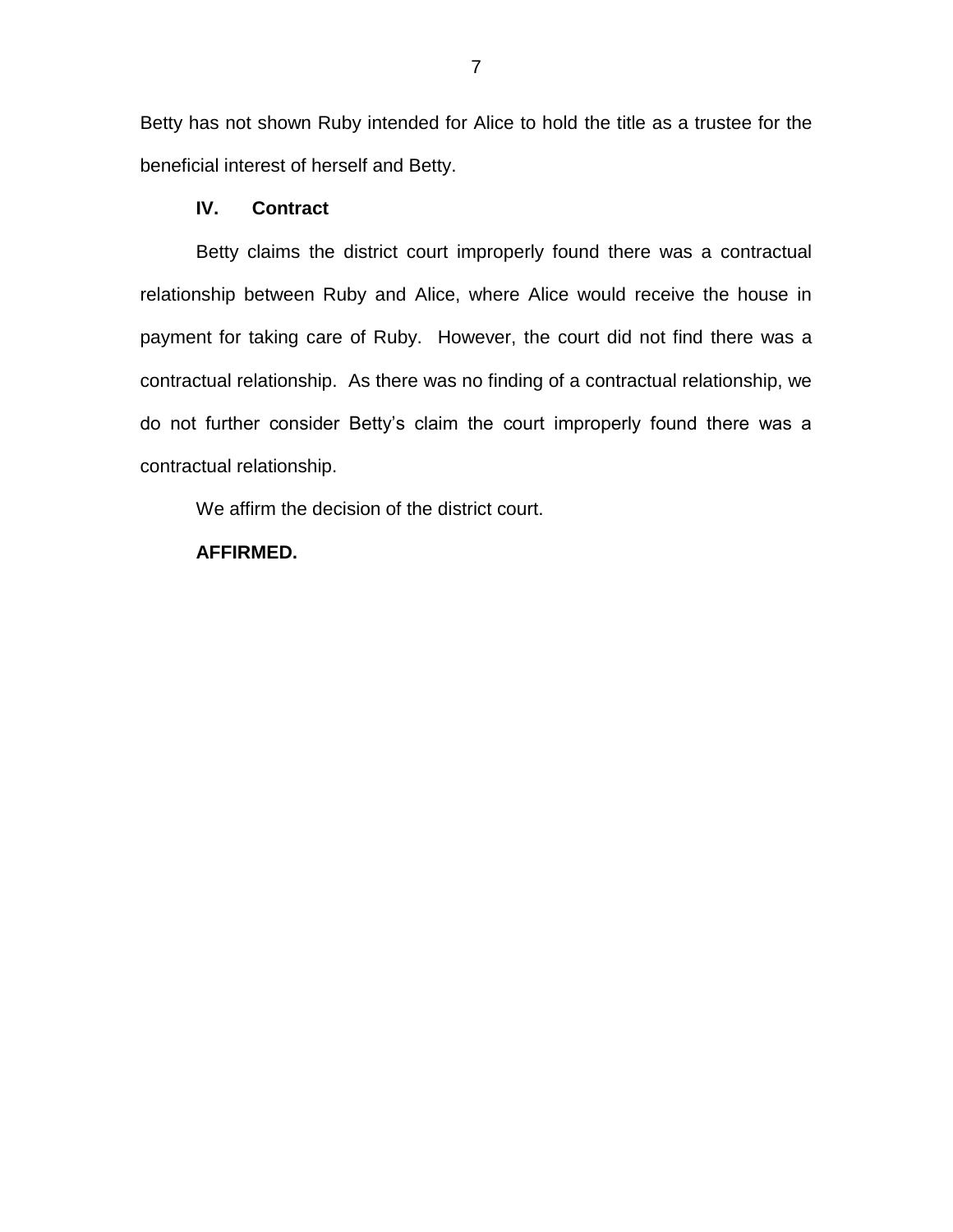Betty has not shown Ruby intended for Alice to hold the title as a trustee for the beneficial interest of herself and Betty.

## IV. Contract

Betty claims the district court improperly found there was a contractual relationship between Ruby and Alice, where Alice would receive the house in payment for taking care of Ruby. However, the court did not find there was a contractual relationship. As there was no finding of a contractual relationship, we do not further consider Betty's claim the court improperly found there was a contractual relationship.

We affirm the decision of the district court.

**AFFIRMED.**